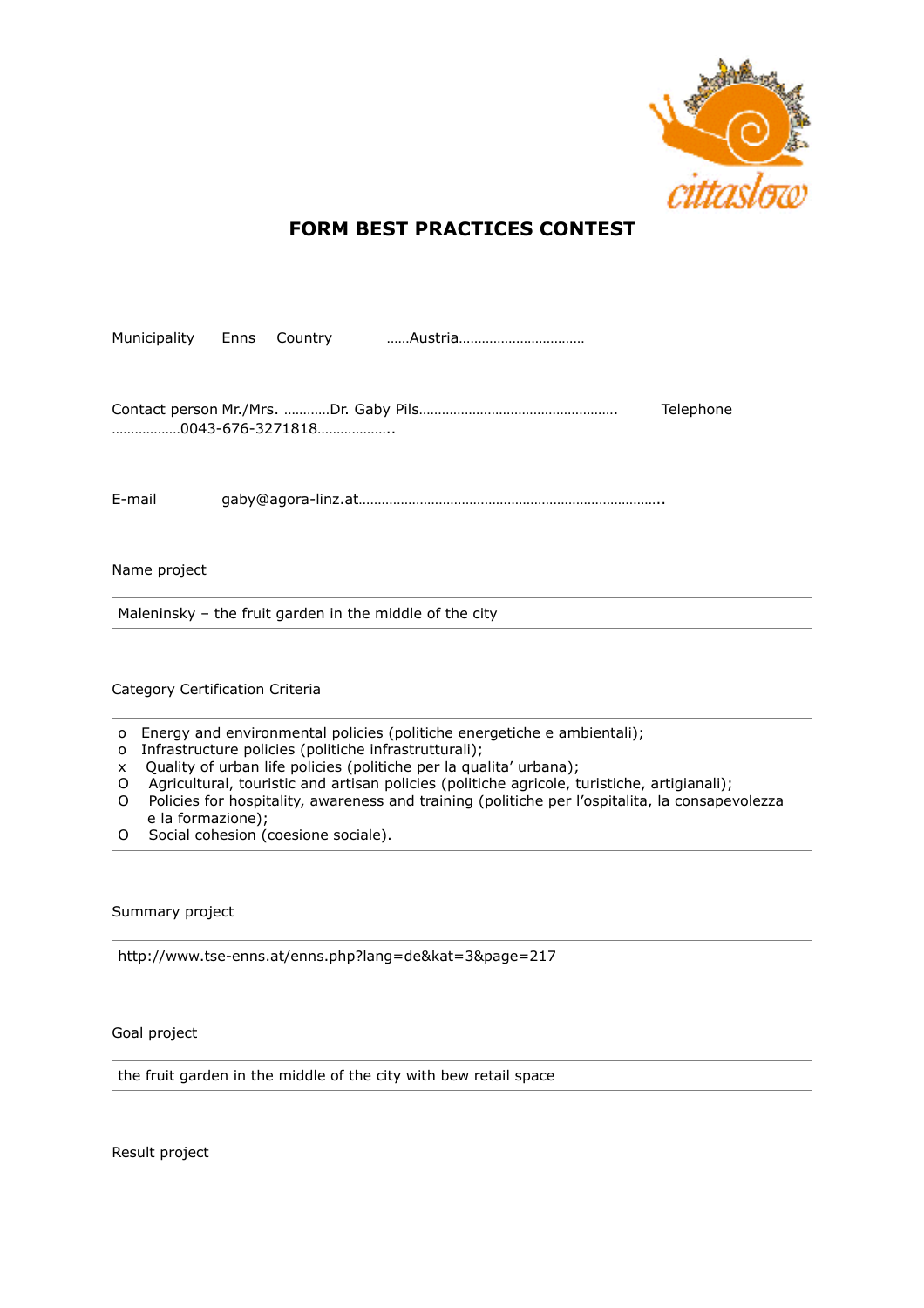# FORM BEST PRACTICES CONTEST

Municipality Enns Country ……Austria……………………………

Contact person Mr./Mrs. …………Dr. Gaby Pils……………………………………………. Telephone ………………0043-676-3271818………………..

E-mail gaby@agora-linz.at……………………………………………………………………..

Name project

Maleninsky – the fruit garden in the middle of the city

Category Certification Criteria

- o Energy and environmental policies (politiche energetiche e ambientali);
- o Infrastructure policies (politiche infrastrutturali);
- x Quality of urban life policies (politiche per la qualita' urbana);
- O Agricultural, touristic and artisan policies (politiche agricole, turistiche, artigianali);
- O Policies for hospitality, awareness and training (politiche per l'ospitalita, la consapevolezza e la formazione);
- O Social cohesion (coesione sociale).

Summary project

http://www.tse-enns.at/enns.php?lang=de&kat=3&page=217

Goal project

the fruit garden in the middle of the city with bew retail space

Result project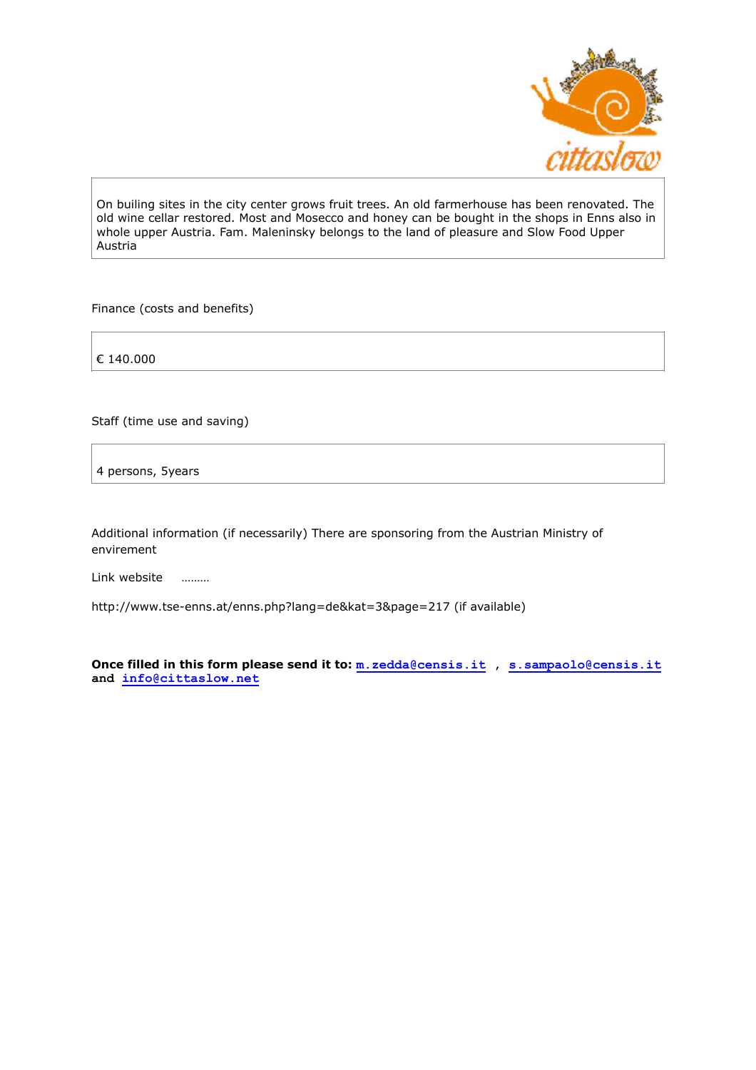On builing sites in the city center grows fruit trees. An old farmerhouse has been renovated. The old wine cellar restored. Most and Mosecco and honey can be bought in the shops in Enns also in whole upper Austria. Fam. Maleninsky belongs to the land of pleasure and Slow Food Upper Austria

Finance (costs and benefits)

€ 140.000

Staff (time use and saving)

4 persons, 5years

Additional information (if necessarily) There are sponsoring from the Austrian Ministry of envirement

Link website ………

http://www.tse-enns.at/enns.php?lang=de&kat=3&page=217 (if available)

**Once filled in this form please send it to: m.zedda@censis.it , s.sampaolo@censis.it and info@cittaslow.net**